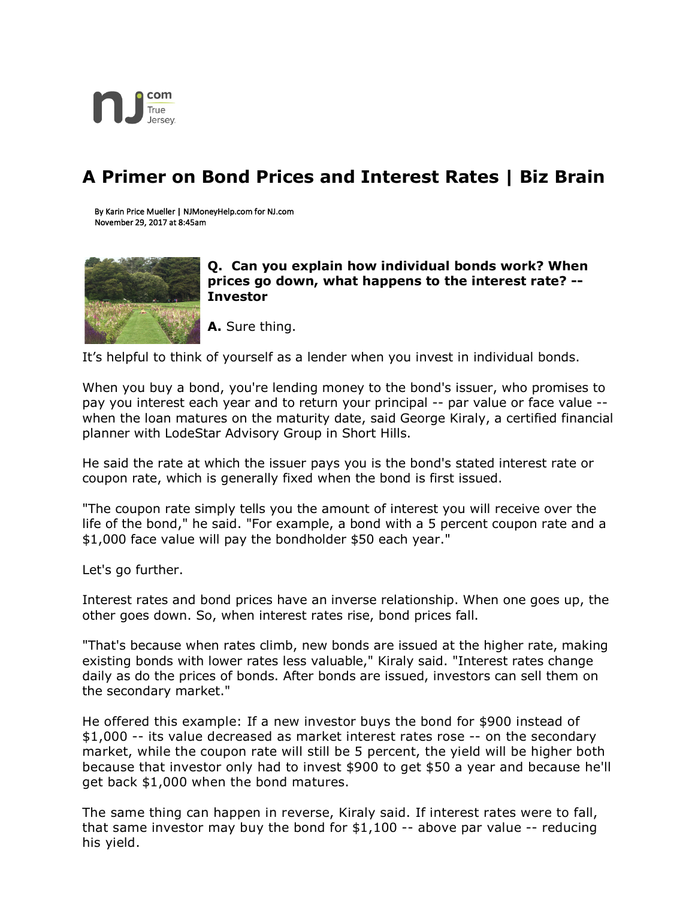# A Primer on Bond Prices and Interest Rates | Biz Brain

By Karin Price Mueller | NJMoneyHelp.com for NJ.com
November 29, 2017 at 8:45am

**Q. Can you explain how individual bonds work? When prices go down, what happens to the interest rate? -- Investor**

**A.** Sure thing.

It's helpful to think of yourself as a lender when you invest in individual bonds.

When you buy a bond, you're lending money to the bond's issuer, who promises to pay you interest each year and to return your principal -- par value or face value -- when the loan matures on the maturity date, said George Kiraly, a certified financial planner with LodeStar Advisory Group in Short Hills.

He said the rate at which the issuer pays you is the bond's stated interest rate or coupon rate, which is generally fixed when the bond is first issued.

"The coupon rate simply tells you the amount of interest you will receive over the life of the bond," he said. "For example, a bond with a 5 percent coupon rate and a $1,000 face value will pay the bondholder $50 each year."

Let's go further.

Interest rates and bond prices have an inverse relationship. When one goes up, the other goes down. So, when interest rates rise, bond prices fall.

"That's because when rates climb, new bonds are issued at the higher rate, making existing bonds with lower rates less valuable," Kiraly said. "Interest rates change daily as do the prices of bonds. After bonds are issued, investors can sell them on the secondary market."

He offered this example: If a new investor buys the bond for $900 instead of $1,000 -- its value decreased as market interest rates rose -- on the secondary market, while the coupon rate will still be 5 percent, the yield will be higher both because that investor only had to invest $900 to get $50 a year and because he'll get back $1,000 when the bond matures.

The same thing can happen in reverse, Kiraly said. If interest rates were to fall, that same investor may buy the bond for $1,100 -- above par value -- reducing his yield.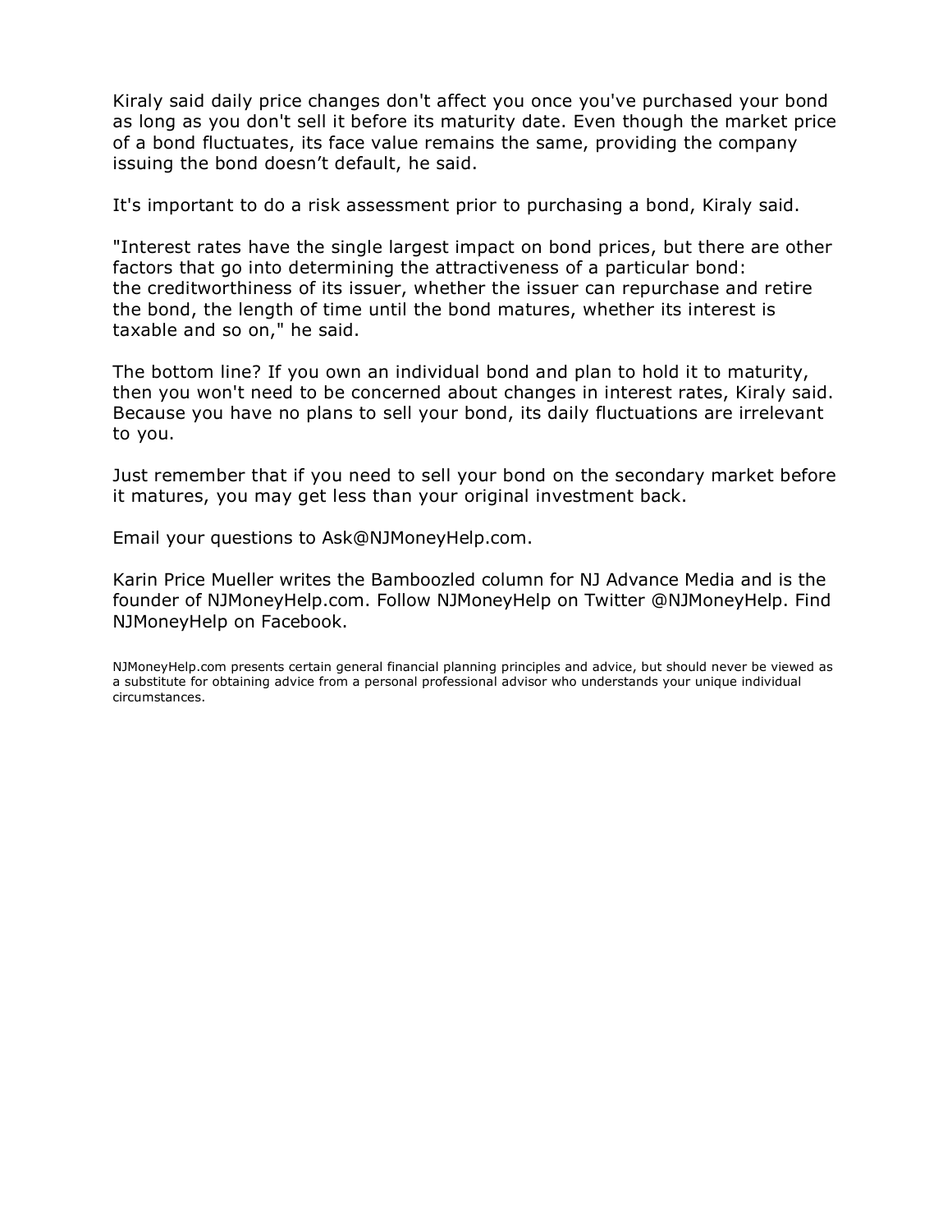Kiraly said daily price changes don't affect you once you've purchased your bond as long as you don't sell it before its maturity date. Even though the market price of a bond fluctuates, its face value remains the same, providing the company issuing the bond doesn't default, he said.

It's important to do a risk assessment prior to purchasing a bond, Kiraly said.

"Interest rates have the single largest impact on bond prices, but there are other factors that go into determining the attractiveness of a particular bond: the creditworthiness of its issuer, whether the issuer can repurchase and retire the bond, the length of time until the bond matures, whether its interest is taxable and so on," he said.

The bottom line? If you own an individual bond and plan to hold it to maturity, then you won't need to be concerned about changes in interest rates, Kiraly said. Because you have no plans to sell your bond, its daily fluctuations are irrelevant to you.

Just remember that if you need to sell your bond on the secondary market before it matures, you may get less than your original investment back.

Email your questions to Ask@NJMoneyHelp.com.

Karin Price Mueller writes the Bamboozled column for NJ Advance Media and is the founder of NJMoneyHelp.com. Follow NJMoneyHelp on Twitter @NJMoneyHelp. Find NJMoneyHelp on Facebook.

NJMoneyHelp.com presents certain general financial planning principles and advice, but should never be viewed as a substitute for obtaining advice from a personal professional advisor who understands your unique individual circumstances.